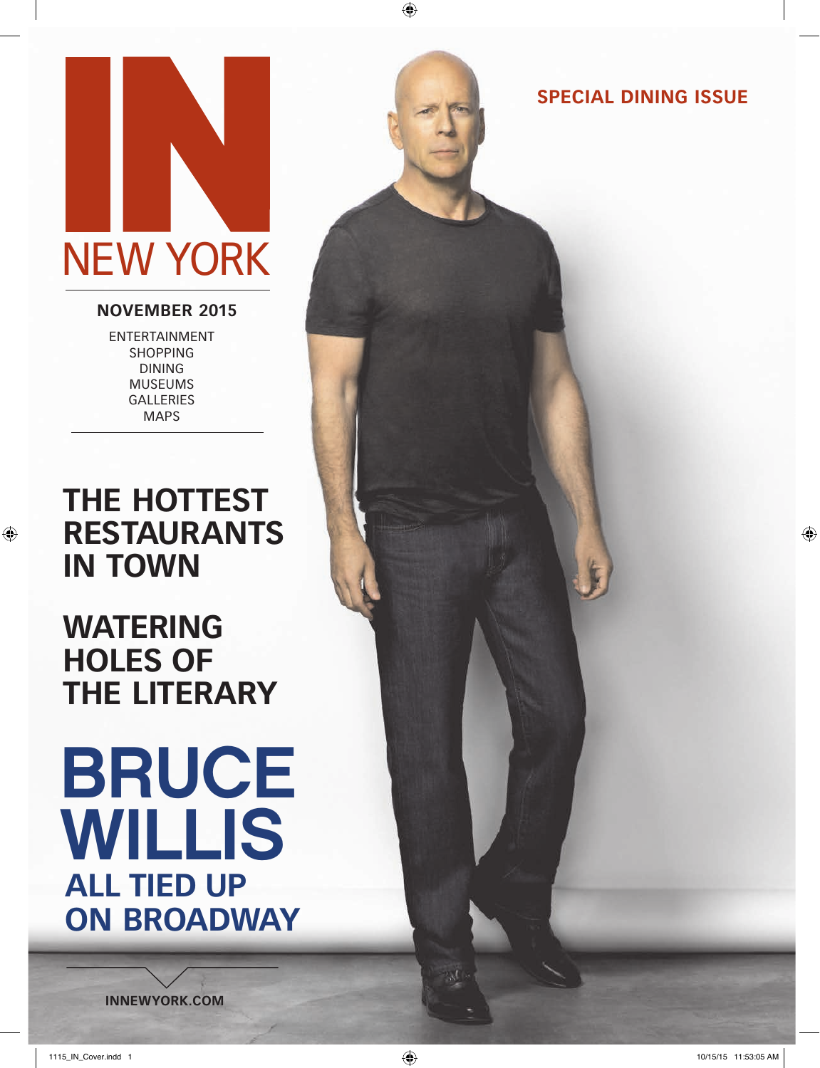# IN NEW YORK

**NOVEMBER 2015**

ENTERTAINMENT
SHOPPING
DINING
MUSEUMS
GALLERIES
MAPS

**SPECIAL DINING ISSUE**

## THE HOTTEST RESTAURANTS IN TOWN

## WATERING HOLES OF THE LITERARY

# BRUCE WILLIS

## ALL TIED UP ON BROADWAY

**INNEWYORK.COM**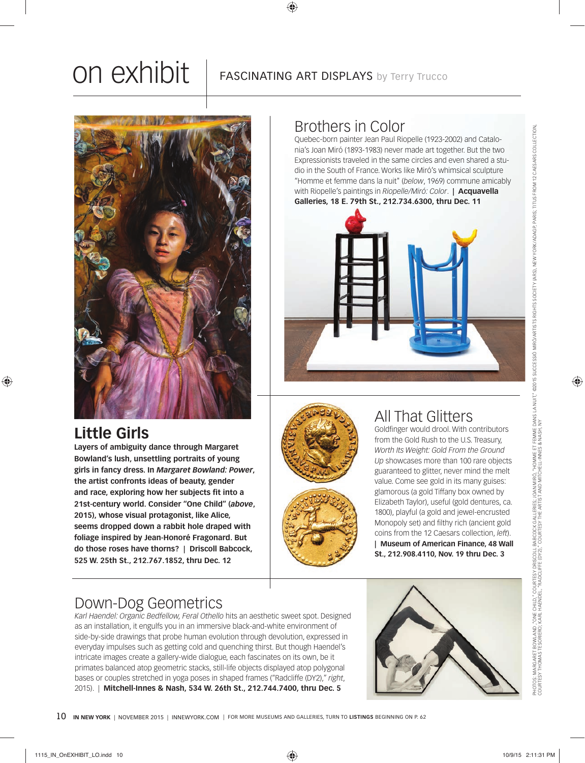# on exhibit

FASCINATING ART DISPLAYS by Terry Trucco

## Little Girls

**Layers of ambiguity dance through Margaret Bowland's lush, unsettling portraits of young girls in fancy dress. In *Margaret Bowland: Power*, the artist confronts ideas of beauty, gender and race, exploring how her subjects fit into a 21st-century world. Consider "One Child" (*above*, 2015), whose visual protagonist, like Alice, seems dropped down a rabbit hole draped with foliage inspired by Jean-Honoré Fragonard. But do those roses have thorns? | Driscoll Babcock, 525 W. 25th St., 212.767.1852, thru Dec. 12**

## Brothers in Color

Quebec-born painter Jean Paul Riopelle (1923-2002) and Catalonia's Joan Miró (1893-1983) never made art together. But the two Expressionists traveled in the same circles and even shared a studio in the South of France. Works like Miró's whimsical sculpture "Homme et femme dans la nuit" (*below*, 1969) commune amicably with Riopelle's paintings in *Riopelle/Miró: Color*. | **Acquavella Galleries, 18 E. 79th St., 212.734.6300, thru Dec. 11**

## All That Glitters

Goldfinger would drool. With contributors from the Gold Rush to the U.S. Treasury, *Worth Its Weight: Gold From the Ground Up* showcases more than 100 rare objects guaranteed to glitter, never mind the melt value. Come see gold in its many guises: glamorous (a gold Tiffany box owned by Elizabeth Taylor), useful (gold dentures, ca. 1800), playful (a gold and jewel-encrusted Monopoly set) and filthy rich (ancient gold coins from the 12 Caesars collection, *left*). | **Museum of American Finance, 48 Wall St., 212.908.4110, Nov. 19 thru Dec. 3**

## Down-Dog Geometrics

*Karl Haendel: Organic Bedfellow, Feral Othello* hits an aesthetic sweet spot. Designed as an installation, it engulfs you in an immersive black-and-white environment of side-by-side drawings that probe human evolution through devolution, expressed in everyday impulses such as getting cold and quenching thirst. But though Haendel's intricate images create a gallery-wide dialogue, each fascinates on its own, be it primates balanced atop geometric stacks, still-life objects displayed atop polygonal bases or couples stretched in yoga poses in shaped frames ("Radcliffe (DY2)," *right*, 2015). | **Mitchell-Innes & Nash, 534 W. 26th St., 212.744.7400, thru Dec. 5**

PHOTOS: MARGARET BOWLAND, "ONE CHILD," COURTESY DRISCOLL BABCOCK GALLERIES; JOAN MIRÓ, "HOMME ET FEMME DANS LA NUIT," ©2015 SUCCESSIÓ MIRÓ/ARTISTS RIGHTS SOCIETY (ARS), NEW YORK/ADAGP, PARIS; TITUS FROM 12 CAESARS COLLECTION, COURTESY THOMAS TESORIERO; KARL HAENDEL, "RADCLIFFE (DY2)," COURTESY THE ARTIST AND MITCHELL-INNES & NASH, NY

FOR MORE MUSEUMS AND GALLERIES, TURN TO **LISTINGS** BEGINNING ON P. 62